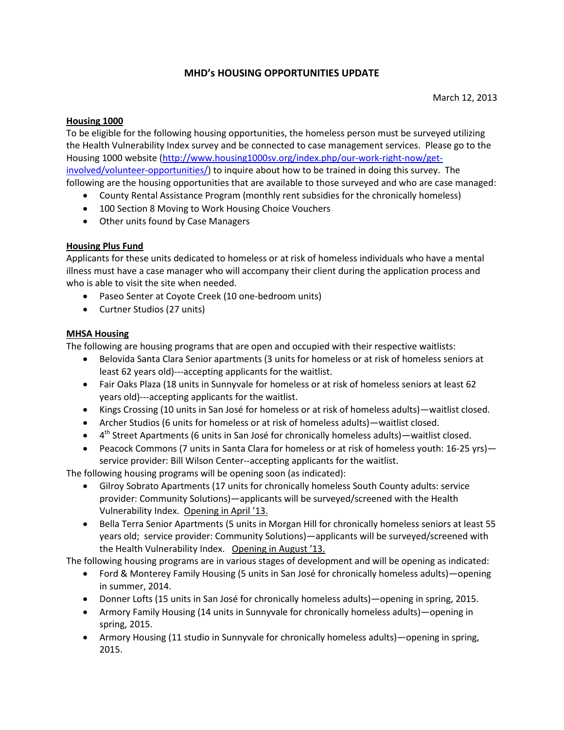# MHD's HOUSING OPPORTUNITIES UPDATE

March 12, 2013

**Housing 1000**

To be eligible for the following housing opportunities, the homeless person must be surveyed utilizing the Health Vulnerability Index survey and be connected to case management services. Please go to the Housing 1000 website (http://www.housing1000sv.org/index.php/our-work-right-now/get-involved/volunteer-opportunities/) to inquire about how to be trained in doing this survey. The following are the housing opportunities that are available to those surveyed and who are case managed:

- County Rental Assistance Program (monthly rent subsidies for the chronically homeless)
- 100 Section 8 Moving to Work Housing Choice Vouchers
- Other units found by Case Managers

**Housing Plus Fund**

Applicants for these units dedicated to homeless or at risk of homeless individuals who have a mental illness must have a case manager who will accompany their client during the application process and who is able to visit the site when needed.

- Paseo Senter at Coyote Creek (10 one-bedroom units)
- Curtner Studios (27 units)

**MHSA Housing**

The following are housing programs that are open and occupied with their respective waitlists:

- Belovida Santa Clara Senior apartments (3 units for homeless or at risk of homeless seniors at least 62 years old)---accepting applicants for the waitlist.
- Fair Oaks Plaza (18 units in Sunnyvale for homeless or at risk of homeless seniors at least 62 years old)---accepting applicants for the waitlist.
- Kings Crossing (10 units in San José for homeless or at risk of homeless adults)—waitlist closed.
- Archer Studios (6 units for homeless or at risk of homeless adults)—waitlist closed.
- 4th Street Apartments (6 units in San José for chronically homeless adults)—waitlist closed.
- Peacock Commons (7 units in Santa Clara for homeless or at risk of homeless youth: 16-25 yrs)—service provider: Bill Wilson Center--accepting applicants for the waitlist.

The following housing programs will be opening soon (as indicated):

- Gilroy Sobrato Apartments (17 units for chronically homeless South County adults: service provider: Community Solutions)—applicants will be surveyed/screened with the Health Vulnerability Index. Opening in April '13.
- Bella Terra Senior Apartments (5 units in Morgan Hill for chronically homeless seniors at least 55 years old; service provider: Community Solutions)—applicants will be surveyed/screened with the Health Vulnerability Index. Opening in August '13.

The following housing programs are in various stages of development and will be opening as indicated:

- Ford & Monterey Family Housing (5 units in San José for chronically homeless adults)—opening in summer, 2014.
- Donner Lofts (15 units in San José for chronically homeless adults)—opening in spring, 2015.
- Armory Family Housing (14 units in Sunnyvale for chronically homeless adults)—opening in spring, 2015.
- Armory Housing (11 studio in Sunnyvale for chronically homeless adults)—opening in spring, 2015.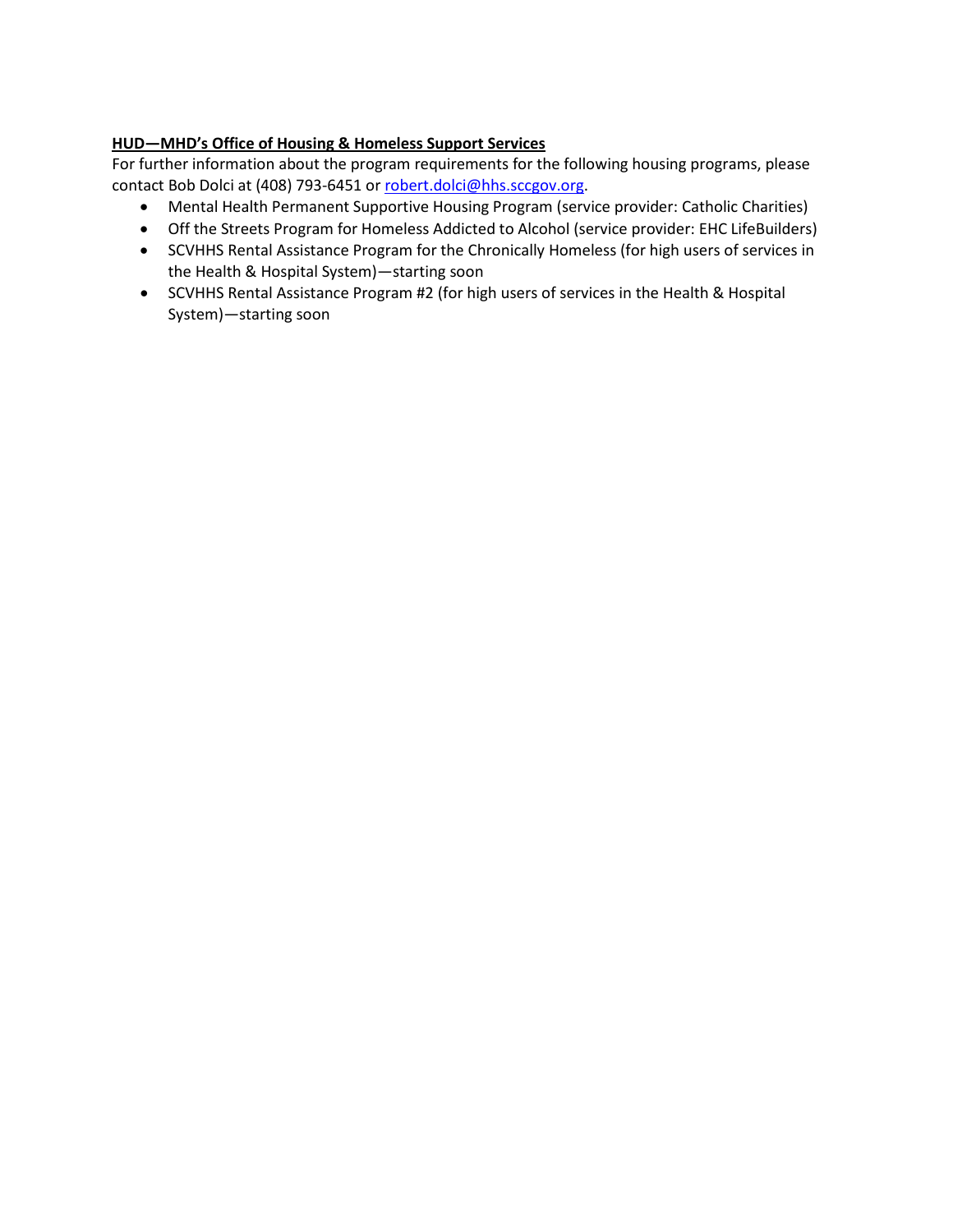**HUD—MHD's Office of Housing & Homeless Support Services**

For further information about the program requirements for the following housing programs, please contact Bob Dolci at (408) 793-6451 or robert.dolci@hhs.sccgov.org.

- Mental Health Permanent Supportive Housing Program (service provider: Catholic Charities)
- Off the Streets Program for Homeless Addicted to Alcohol (service provider: EHC LifeBuilders)
- SCVHHS Rental Assistance Program for the Chronically Homeless (for high users of services in the Health & Hospital System)—starting soon
- SCVHHS Rental Assistance Program #2 (for high users of services in the Health & Hospital System)—starting soon